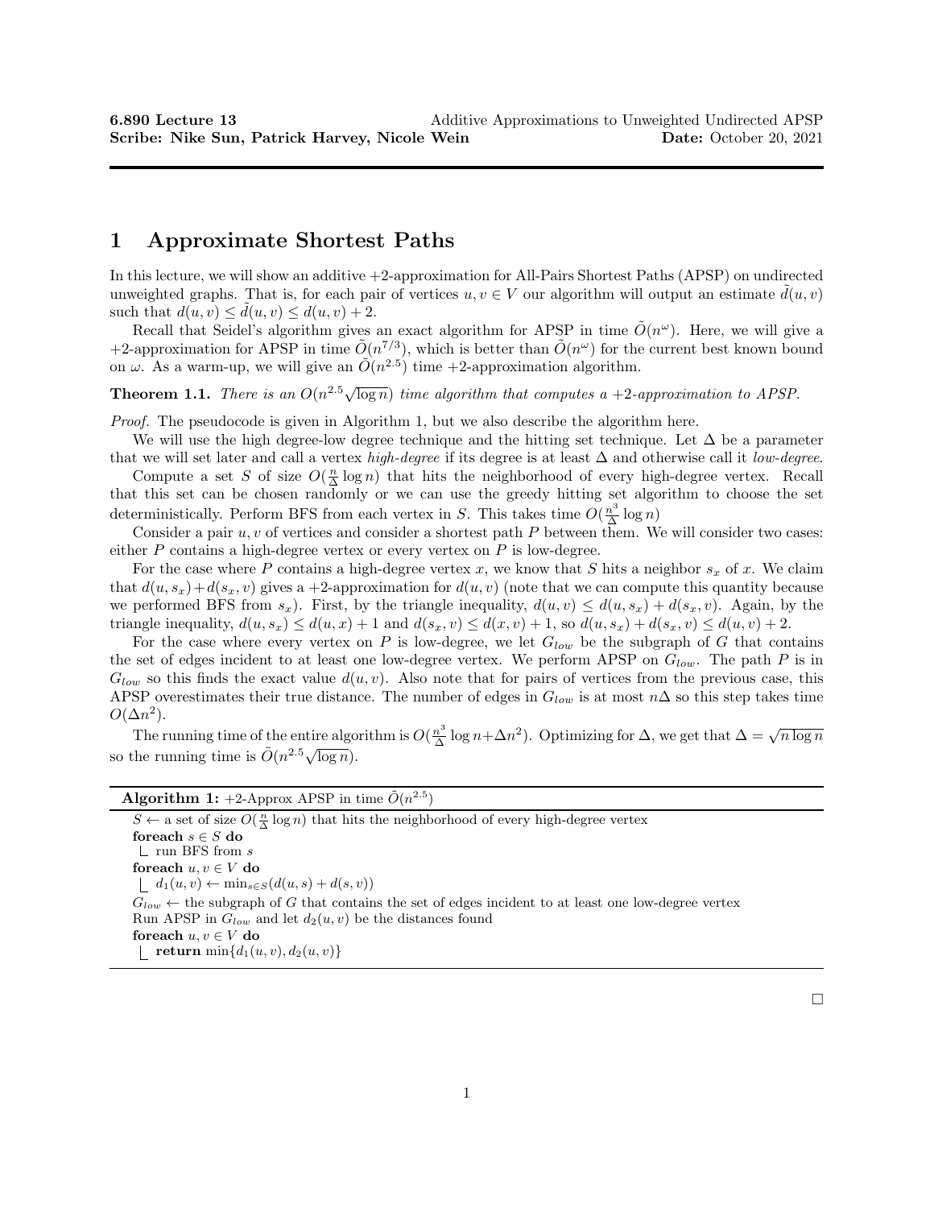**6.890 Lecture 13** Additive Approximations to Unweighted Undirected APSP
**Scribe: Nike Sun, Patrick Harvey, Nicole Wein** **Date:** October 20, 2021

# 1 Approximate Shortest Paths

In this lecture, we will show an additive +2-approximation for All-Pairs Shortest Paths (APSP) on undirected unweighted graphs. That is, for each pair of vertices $u, v \in V$ our algorithm will output an estimate $\tilde{d}(u, v)$ such that $d(u, v) \leq \tilde{d}(u, v) \leq d(u, v) + 2$.

Recall that Seidel's algorithm gives an exact algorithm for APSP in time $\tilde{O}(n^{\omega})$. Here, we will give a +2-approximation for APSP in time $\tilde{O}(n^{7/3})$, which is better than $\tilde{O}(n^{\omega})$ for the current best known bound on $\omega$. As a warm-up, we will give an $\tilde{O}(n^{2.5})$ time +2-approximation algorithm.

**Theorem 1.1.** *There is an $O(n^{2.5}\sqrt{\log n})$ time algorithm that computes a +2-approximation to APSP.*

*Proof.* The pseudocode is given in Algorithm 1, but we also describe the algorithm here.

We will use the high degree-low degree technique and the hitting set technique. Let $\Delta$ be a parameter that we will set later and call a vertex *high-degree* if its degree is at least $\Delta$ and otherwise call it *low-degree*.

Compute a set $S$ of size $O(\frac{n}{\Delta}\log n)$ that hits the neighborhood of every high-degree vertex. Recall that this set can be chosen randomly or we can use the greedy hitting set algorithm to choose the set deterministically. Perform BFS from each vertex in $S$. This takes time $O(\frac{n^3}{\Delta}\log n)$

Consider a pair $u, v$ of vertices and consider a shortest path $P$ between them. We will consider two cases: either $P$ contains a high-degree vertex or every vertex on $P$ is low-degree.

For the case where $P$ contains a high-degree vertex $x$, we know that $S$ hits a neighbor $s_x$ of $x$. We claim that $d(u, s_x) + d(s_x, v)$ gives a +2-approximation for $d(u, v)$ (note that we can compute this quantity because we performed BFS from $s_x$). First, by the triangle inequality, $d(u, v) \leq d(u, s_x) + d(s_x, v)$. Again, by the triangle inequality, $d(u, s_x) \leq d(u, x) + 1$ and $d(s_x, v) \leq d(x, v) + 1$, so $d(u, s_x) + d(s_x, v) \leq d(u, v) + 2$.

For the case where every vertex on $P$ is low-degree, we let $G_{low}$ be the subgraph of $G$ that contains the set of edges incident to at least one low-degree vertex. We perform APSP on $G_{low}$. The path $P$ is in $G_{low}$ so this finds the exact value $d(u, v)$. Also note that for pairs of vertices from the previous case, this APSP overestimates their true distance. The number of edges in $G_{low}$ is at most $n\Delta$ so this step takes time $O(\Delta n^2)$.

The running time of the entire algorithm is $O(\frac{n^3}{\Delta}\log n + \Delta n^2)$. Optimizing for $\Delta$, we get that $\Delta = \sqrt{n \log n}$ so the running time is $\tilde{O}(n^{2.5}\sqrt{\log n})$.

**Algorithm 1:** +2-Approx APSP in time $\tilde{O}(n^{2.5})$

```
S ← a set of size O((n/Δ) log n) that hits the neighborhood of every high-degree vertex
foreach s ∈ S do
    run BFS from s
foreach u, v ∈ V do
    d_1(u, v) ← min_{s∈S}(d(u, s) + d(s, v))
G_low ← the subgraph of G that contains the set of edges incident to at least one low-degree vertex
Run APSP in G_low and let d_2(u, v) be the distances found
foreach u, v ∈ V do
    return min{d_1(u, v), d_2(u, v)}
```

□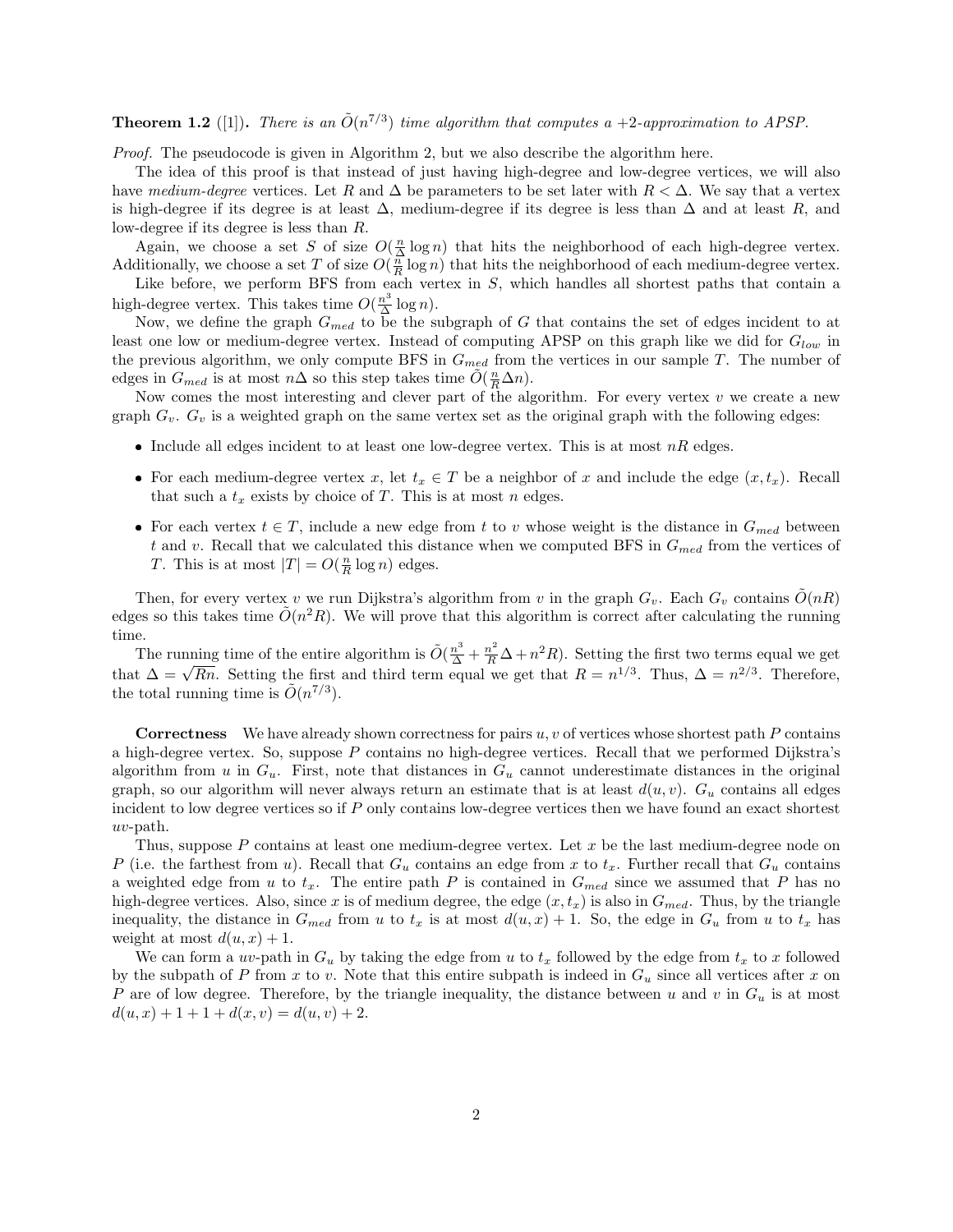**Theorem 1.2** ([1]). *There is an $\tilde{O}(n^{7/3})$ time algorithm that computes a +2-approximation to APSP.*

*Proof.* The pseudocode is given in Algorithm 2, but we also describe the algorithm here.

The idea of this proof is that instead of just having high-degree and low-degree vertices, we will also have *medium-degree* vertices. Let $R$ and $\Delta$ be parameters to be set later with $R < \Delta$. We say that a vertex is high-degree if its degree is at least $\Delta$, medium-degree if its degree is less than $\Delta$ and at least $R$, and low-degree if its degree is less than $R$.

Again, we choose a set $S$ of size $O(\frac{n}{\Delta}\log n)$ that hits the neighborhood of each high-degree vertex. Additionally, we choose a set $T$ of size $O(\frac{n}{R}\log n)$ that hits the neighborhood of each medium-degree vertex.

Like before, we perform BFS from each vertex in $S$, which handles all shortest paths that contain a high-degree vertex. This takes time $O(\frac{n^3}{\Delta}\log n)$.

Now, we define the graph $G_{med}$ to be the subgraph of $G$ that contains the set of edges incident to at least one low or medium-degree vertex. Instead of computing APSP on this graph like we did for $G_{low}$ in the previous algorithm, we only compute BFS in $G_{med}$ from the vertices in our sample $T$. The number of edges in $G_{med}$ is at most $n\Delta$ so this step takes time $\tilde{O}(\frac{n}{R}\Delta n)$.

Now comes the most interesting and clever part of the algorithm. For every vertex $v$ we create a new graph $G_v$. $G_v$ is a weighted graph on the same vertex set as the original graph with the following edges:

- Include all edges incident to at least one low-degree vertex. This is at most $nR$ edges.
- For each medium-degree vertex $x$, let $t_x \in T$ be a neighbor of $x$ and include the edge $(x, t_x)$. Recall that such a $t_x$ exists by choice of $T$. This is at most $n$ edges.
- For each vertex $t \in T$, include a new edge from $t$ to $v$ whose weight is the distance in $G_{med}$ between $t$ and $v$. Recall that we calculated this distance when we computed BFS in $G_{med}$ from the vertices of $T$. This is at most $|T| = O(\frac{n}{R}\log n)$ edges.

Then, for every vertex $v$ we run Dijkstra's algorithm from $v$ in the graph $G_v$. Each $G_v$ contains $\tilde{O}(nR)$ edges so this takes time $\tilde{O}(n^2 R)$. We will prove that this algorithm is correct after calculating the running time.

The running time of the entire algorithm is $\tilde{O}(\frac{n^3}{\Delta} + \frac{n^2}{R}\Delta + n^2 R)$. Setting the first two terms equal we get that $\Delta = \sqrt{Rn}$. Setting the first and third term equal we get that $R = n^{1/3}$. Thus, $\Delta = n^{2/3}$. Therefore, the total running time is $\tilde{O}(n^{7/3})$.

**Correctness** We have already shown correctness for pairs $u, v$ of vertices whose shortest path $P$ contains a high-degree vertex. So, suppose $P$ contains no high-degree vertices. Recall that we performed Dijkstra's algorithm from $u$ in $G_u$. First, note that distances in $G_u$ cannot underestimate distances in the original graph, so our algorithm will never always return an estimate that is at least $d(u, v)$. $G_u$ contains all edges incident to low degree vertices so if $P$ only contains low-degree vertices then we have found an exact shortest $uv$-path.

Thus, suppose $P$ contains at least one medium-degree vertex. Let $x$ be the last medium-degree node on $P$ (i.e. the farthest from $u$). Recall that $G_u$ contains an edge from $x$ to $t_x$. Further recall that $G_u$ contains a weighted edge from $u$ to $t_x$. The entire path $P$ is contained in $G_{med}$ since we assumed that $P$ has no high-degree vertices. Also, since $x$ is of medium degree, the edge $(x, t_x)$ is also in $G_{med}$. Thus, by the triangle inequality, the distance in $G_{med}$ from $u$ to $t_x$ is at most $d(u, x) + 1$. So, the edge in $G_u$ from $u$ to $t_x$ has weight at most $d(u, x) + 1$.

We can form a $uv$-path in $G_u$ by taking the edge from $u$ to $t_x$ followed by the edge from $t_x$ to $x$ followed by the subpath of $P$ from $x$ to $v$. Note that this entire subpath is indeed in $G_u$ since all vertices after $x$ on $P$ are of low degree. Therefore, by the triangle inequality, the distance between $u$ and $v$ in $G_u$ is at most $d(u, x) + 1 + 1 + d(x, v) = d(u, v) + 2$.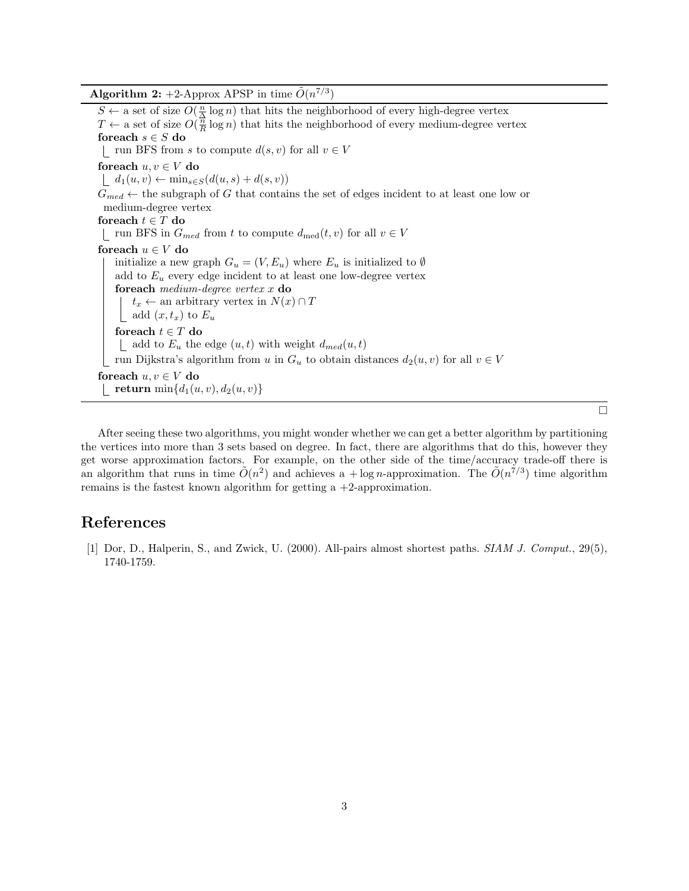**Algorithm 2:** +2-Approx APSP in time $\tilde{O}(n^{7/3})$

```
S ← a set of size O((n/Δ) log n) that hits the neighborhood of every high-degree vertex
T ← a set of size O((n/R) log n) that hits the neighborhood of every medium-degree vertex
foreach s ∈ S do
    run BFS from s to compute d(s, v) for all v ∈ V
foreach u, v ∈ V do
    d_1(u, v) ← min_{s∈S}(d(u, s) + d(s, v))
G_med ← the subgraph of G that contains the set of edges incident to at least one low or
    medium-degree vertex
foreach t ∈ T do
    run BFS in G_med from t to compute d_med(t, v) for all v ∈ V
foreach u ∈ V do
    initialize a new graph G_u = (V, E_u) where E_u is initialized to ∅
    add to E_u every edge incident to at least one low-degree vertex
    foreach medium-degree vertex x do
        t_x ← an arbitrary vertex in N(x) ∩ T
        add (x, t_x) to E_u
    foreach t ∈ T do
        add to E_u the edge (u, t) with weight d_med(u, t)
    run Dijkstra's algorithm from u in G_u to obtain distances d_2(u, v) for all v ∈ V
foreach u, v ∈ V do
    return min{d_1(u, v), d_2(u, v)}
```

□

After seeing these two algorithms, you might wonder whether we can get a better algorithm by partitioning the vertices into more than 3 sets based on degree. In fact, there are algorithms that do this, however they get worse approximation factors. For example, on the other side of the time/accuracy trade-off there is an algorithm that runs in time $\tilde{O}(n^2)$ and achieves a $+\log n$-approximation. The $\tilde{O}(n^{7/3})$ time algorithm remains is the fastest known algorithm for getting a +2-approximation.

## References

[1] Dor, D., Halperin, S., and Zwick, U. (2000). All-pairs almost shortest paths. *SIAM J. Comput.*, 29(5), 1740-1759.